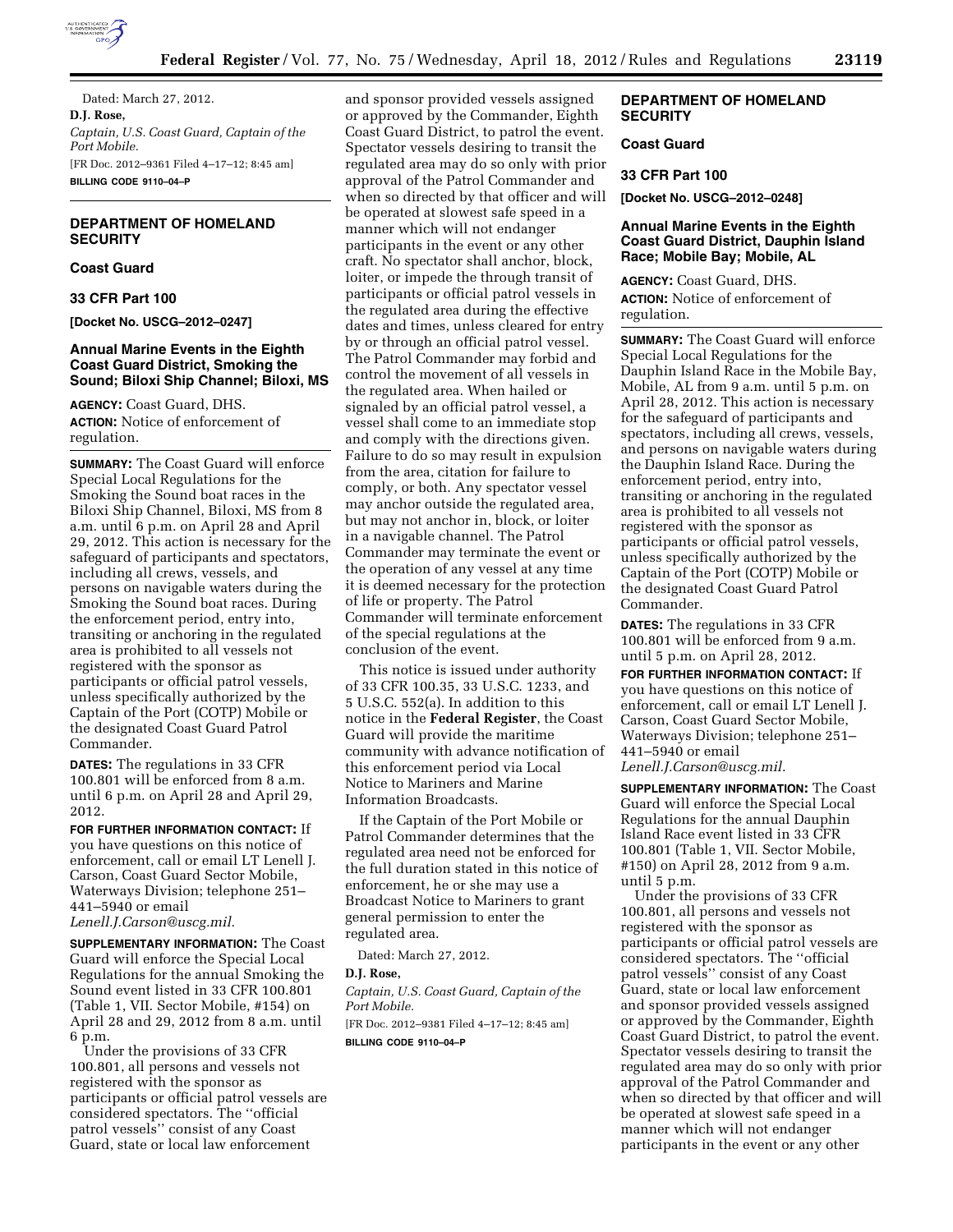Dated: March 27, 2012.

**D.J. Rose,**

*Captain, U.S. Coast Guard, Captain of the Port Mobile.*

[FR Doc. 2012–9361 Filed 4–17–12; 8:45 am]

**BILLING CODE 9110–04–P**

---

## DEPARTMENT OF HOMELAND SECURITY

### Coast Guard

### 33 CFR Part 100

**[Docket No. USCG–2012–0247]**

### Annual Marine Events in the Eighth Coast Guard District, Smoking the Sound; Biloxi Ship Channel; Biloxi, MS

**AGENCY:** Coast Guard, DHS.

**ACTION:** Notice of enforcement of regulation.

**SUMMARY:** The Coast Guard will enforce Special Local Regulations for the Smoking the Sound boat races in the Biloxi Ship Channel, Biloxi, MS from 8 a.m. until 6 p.m. on April 28 and April 29, 2012. This action is necessary for the safeguard of participants and spectators, including all crews, vessels, and persons on navigable waters during the Smoking the Sound boat races. During the enforcement period, entry into, transiting or anchoring in the regulated area is prohibited to all vessels not registered with the sponsor as participants or official patrol vessels, unless specifically authorized by the Captain of the Port (COTP) Mobile or the designated Coast Guard Patrol Commander.

**DATES:** The regulations in 33 CFR 100.801 will be enforced from 8 a.m. until 6 p.m. on April 28 and April 29, 2012.

**FOR FURTHER INFORMATION CONTACT:** If you have questions on this notice of enforcement, call or email LT Lenell J. Carson, Coast Guard Sector Mobile, Waterways Division; telephone 251–441–5940 or email *Lenell.J.Carson@uscg.mil.*

**SUPPLEMENTARY INFORMATION:** The Coast Guard will enforce the Special Local Regulations for the annual Smoking the Sound event listed in 33 CFR 100.801 (Table 1, VII. Sector Mobile, #154) on April 28 and 29, 2012 from 8 a.m. until 6 p.m.

Under the provisions of 33 CFR 100.801, all persons and vessels not registered with the sponsor as participants or official patrol vessels are considered spectators. The ''official patrol vessels'' consist of any Coast Guard, state or local law enforcement and sponsor provided vessels assigned or approved by the Commander, Eighth Coast Guard District, to patrol the event. Spectator vessels desiring to transit the regulated area may do so only with prior approval of the Patrol Commander and when so directed by that officer and will be operated at slowest safe speed in a manner which will not endanger participants in the event or any other craft. No spectator shall anchor, block, loiter, or impede the through transit of participants or official patrol vessels in the regulated area during the effective dates and times, unless cleared for entry by or through an official patrol vessel. The Patrol Commander may forbid and control the movement of all vessels in the regulated area. When hailed or signaled by an official patrol vessel, a vessel shall come to an immediate stop and comply with the directions given. Failure to do so may result in expulsion from the area, citation for failure to comply, or both. Any spectator vessel may anchor outside the regulated area, but may not anchor in, block, or loiter in a navigable channel. The Patrol Commander may terminate the event or the operation of any vessel at any time it is deemed necessary for the protection of life or property. The Patrol Commander will terminate enforcement of the special regulations at the conclusion of the event.

This notice is issued under authority of 33 CFR 100.35, 33 U.S.C. 1233, and 5 U.S.C. 552(a). In addition to this notice in the **Federal Register**, the Coast Guard will provide the maritime community with advance notification of this enforcement period via Local Notice to Mariners and Marine Information Broadcasts.

If the Captain of the Port Mobile or Patrol Commander determines that the regulated area need not be enforced for the full duration stated in this notice of enforcement, he or she may use a Broadcast Notice to Mariners to grant general permission to enter the regulated area.

Dated: March 27, 2012.

**D.J. Rose,**

*Captain, U.S. Coast Guard, Captain of the Port Mobile.*

[FR Doc. 2012–9381 Filed 4–17–12; 8:45 am]

**BILLING CODE 9110–04–P**

---

## DEPARTMENT OF HOMELAND SECURITY

### Coast Guard

### 33 CFR Part 100

**[Docket No. USCG–2012–0248]**

### Annual Marine Events in the Eighth Coast Guard District, Dauphin Island Race; Mobile Bay; Mobile, AL

**AGENCY:** Coast Guard, DHS.

**ACTION:** Notice of enforcement of regulation.

**SUMMARY:** The Coast Guard will enforce Special Local Regulations for the Dauphin Island Race in the Mobile Bay, Mobile, AL from 9 a.m. until 5 p.m. on April 28, 2012. This action is necessary for the safeguard of participants and spectators, including all crews, vessels, and persons on navigable waters during the Dauphin Island Race. During the enforcement period, entry into, transiting or anchoring in the regulated area is prohibited to all vessels not registered with the sponsor as participants or official patrol vessels, unless specifically authorized by the Captain of the Port (COTP) Mobile or the designated Coast Guard Patrol Commander.

**DATES:** The regulations in 33 CFR 100.801 will be enforced from 9 a.m. until 5 p.m. on April 28, 2012.

**FOR FURTHER INFORMATION CONTACT:** If you have questions on this notice of enforcement, call or email LT Lenell J. Carson, Coast Guard Sector Mobile, Waterways Division; telephone 251–441–5940 or email *Lenell.J.Carson@uscg.mil.*

**SUPPLEMENTARY INFORMATION:** The Coast Guard will enforce the Special Local Regulations for the annual Dauphin Island Race event listed in 33 CFR 100.801 (Table 1, VII. Sector Mobile, #150) on April 28, 2012 from 9 a.m. until 5 p.m.

Under the provisions of 33 CFR 100.801, all persons and vessels not registered with the sponsor as participants or official patrol vessels are considered spectators. The ''official patrol vessels'' consist of any Coast Guard, state or local law enforcement and sponsor provided vessels assigned or approved by the Commander, Eighth Coast Guard District, to patrol the event. Spectator vessels desiring to transit the regulated area may do so only with prior approval of the Patrol Commander and when so directed by that officer and will be operated at slowest safe speed in a manner which will not endanger participants in the event or any other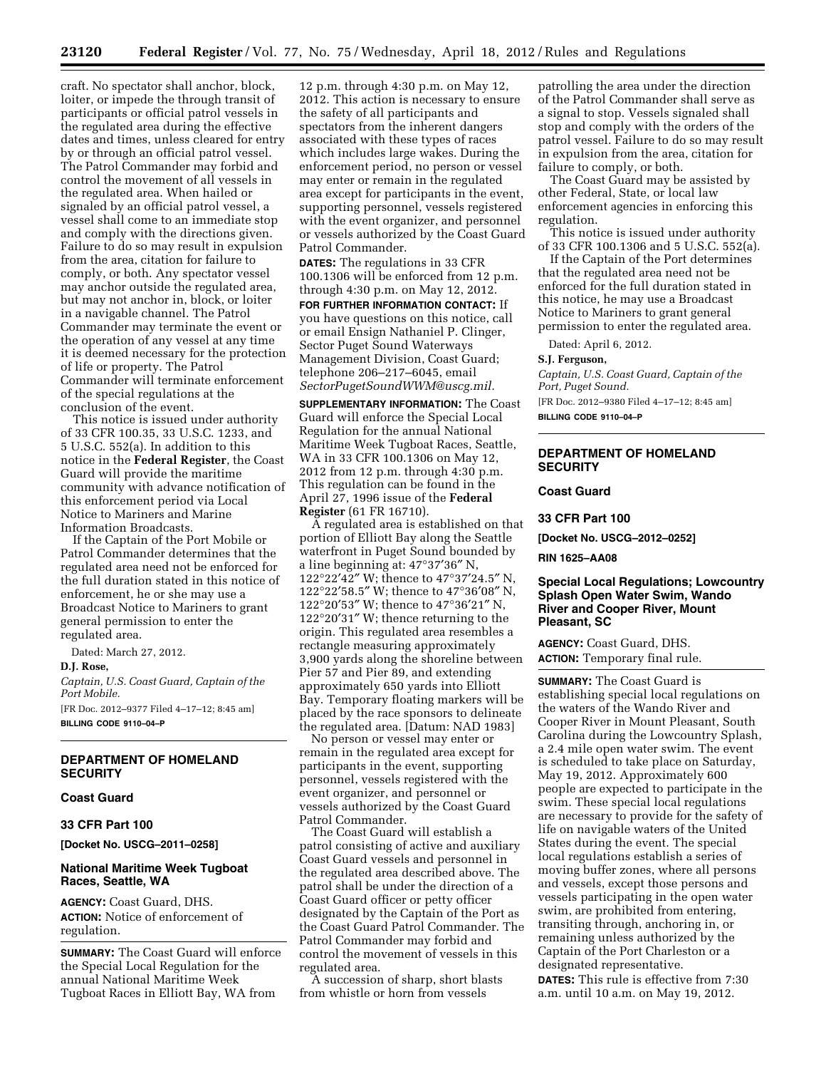craft. No spectator shall anchor, block, loiter, or impede the through transit of participants or official patrol vessels in the regulated area during the effective dates and times, unless cleared for entry by or through an official patrol vessel. The Patrol Commander may forbid and control the movement of all vessels in the regulated area. When hailed or signaled by an official patrol vessel, a vessel shall come to an immediate stop and comply with the directions given. Failure to do so may result in expulsion from the area, citation for failure to comply, or both. Any spectator vessel may anchor outside the regulated area, but may not anchor in, block, or loiter in a navigable channel. The Patrol Commander may terminate the event or the operation of any vessel at any time it is deemed necessary for the protection of life or property. The Patrol Commander will terminate enforcement of the special regulations at the conclusion of the event.

This notice is issued under authority of 33 CFR 100.35, 33 U.S.C. 1233, and 5 U.S.C. 552(a). In addition to this notice in the **Federal Register**, the Coast Guard will provide the maritime community with advance notification of this enforcement period via Local Notice to Mariners and Marine Information Broadcasts.

If the Captain of the Port Mobile or Patrol Commander determines that the regulated area need not be enforced for the full duration stated in this notice of enforcement, he or she may use a Broadcast Notice to Mariners to grant general permission to enter the regulated area.

Dated: March 27, 2012.

**D.J. Rose,**

*Captain, U.S. Coast Guard, Captain of the Port Mobile.*

[FR Doc. 2012–9377 Filed 4–17–12; 8:45 am]

**BILLING CODE 9110–04–P**

---

## DEPARTMENT OF HOMELAND SECURITY

### Coast Guard

### 33 CFR Part 100

**[Docket No. USCG–2011–0258]**

### National Maritime Week Tugboat Races, Seattle, WA

**AGENCY:** Coast Guard, DHS.

**ACTION:** Notice of enforcement of regulation.

**SUMMARY:** The Coast Guard will enforce the Special Local Regulation for the annual National Maritime Week Tugboat Races in Elliott Bay, WA from 12 p.m. through 4:30 p.m. on May 12, 2012. This action is necessary to ensure the safety of all participants and spectators from the inherent dangers associated with these types of races which includes large wakes. During the enforcement period, no person or vessel may enter or remain in the regulated area except for participants in the event, supporting personnel, vessels registered with the event organizer, and personnel or vessels authorized by the Coast Guard Patrol Commander.

**DATES:** The regulations in 33 CFR 100.1306 will be enforced from 12 p.m. through 4:30 p.m. on May 12, 2012.

**FOR FURTHER INFORMATION CONTACT:** If you have questions on this notice, call or email Ensign Nathaniel P. Clinger, Sector Puget Sound Waterways Management Division, Coast Guard; telephone 206–217–6045, email *SectorPugetSoundWWM@uscg.mil.*

**SUPPLEMENTARY INFORMATION:** The Coast Guard will enforce the Special Local Regulation for the annual National Maritime Week Tugboat Races, Seattle, WA in 33 CFR 100.1306 on May 12, 2012 from 12 p.m. through 4:30 p.m. This regulation can be found in the April 27, 1996 issue of the **Federal Register** (61 FR 16710).

A regulated area is established on that portion of Elliott Bay along the Seattle waterfront in Puget Sound bounded by a line beginning at: 47°37′36″ N, 122°22′42″ W; thence to 47°37′24.5″ N, 122°22′58.5″ W; thence to 47°36′08″ N, 122°20′53″ W; thence to 47°36′21″ N, 122°20′31″ W; thence returning to the origin. This regulated area resembles a rectangle measuring approximately 3,900 yards along the shoreline between Pier 57 and Pier 89, and extending approximately 650 yards into Elliott Bay. Temporary floating markers will be placed by the race sponsors to delineate the regulated area. [Datum: NAD 1983]

No person or vessel may enter or remain in the regulated area except for participants in the event, supporting personnel, vessels registered with the event organizer, and personnel or vessels authorized by the Coast Guard Patrol Commander.

The Coast Guard will establish a patrol consisting of active and auxiliary Coast Guard vessels and personnel in the regulated area described above. The patrol shall be under the direction of a Coast Guard officer or petty officer designated by the Captain of the Port as the Coast Guard Patrol Commander. The Patrol Commander may forbid and control the movement of vessels in this regulated area.

A succession of sharp, short blasts from whistle or horn from vessels patrolling the area under the direction of the Patrol Commander shall serve as a signal to stop. Vessels signaled shall stop and comply with the orders of the patrol vessel. Failure to do so may result in expulsion from the area, citation for failure to comply, or both.

The Coast Guard may be assisted by other Federal, State, or local law enforcement agencies in enforcing this regulation.

This notice is issued under authority of 33 CFR 100.1306 and 5 U.S.C. 552(a).

If the Captain of the Port determines that the regulated area need not be enforced for the full duration stated in this notice, he may use a Broadcast Notice to Mariners to grant general permission to enter the regulated area.

Dated: April 6, 2012.

**S.J. Ferguson,**

*Captain, U.S. Coast Guard, Captain of the Port, Puget Sound.*

[FR Doc. 2012–9380 Filed 4–17–12; 8:45 am]

**BILLING CODE 9110–04–P**

---

## DEPARTMENT OF HOMELAND SECURITY

### Coast Guard

### 33 CFR Part 100

**[Docket No. USCG–2012–0252]**

**RIN 1625–AA08**

### Special Local Regulations; Lowcountry Splash Open Water Swim, Wando River and Cooper River, Mount Pleasant, SC

**AGENCY:** Coast Guard, DHS.

**ACTION:** Temporary final rule.

**SUMMARY:** The Coast Guard is establishing special local regulations on the waters of the Wando River and Cooper River in Mount Pleasant, South Carolina during the Lowcountry Splash, a 2.4 mile open water swim. The event is scheduled to take place on Saturday, May 19, 2012. Approximately 600 people are expected to participate in the swim. These special local regulations are necessary to provide for the safety of life on navigable waters of the United States during the event. The special local regulations establish a series of moving buffer zones, where all persons and vessels, except those persons and vessels participating in the open water swim, are prohibited from entering, transiting through, anchoring in, or remaining unless authorized by the Captain of the Port Charleston or a designated representative.

**DATES:** This rule is effective from 7:30 a.m. until 10 a.m. on May 19, 2012.